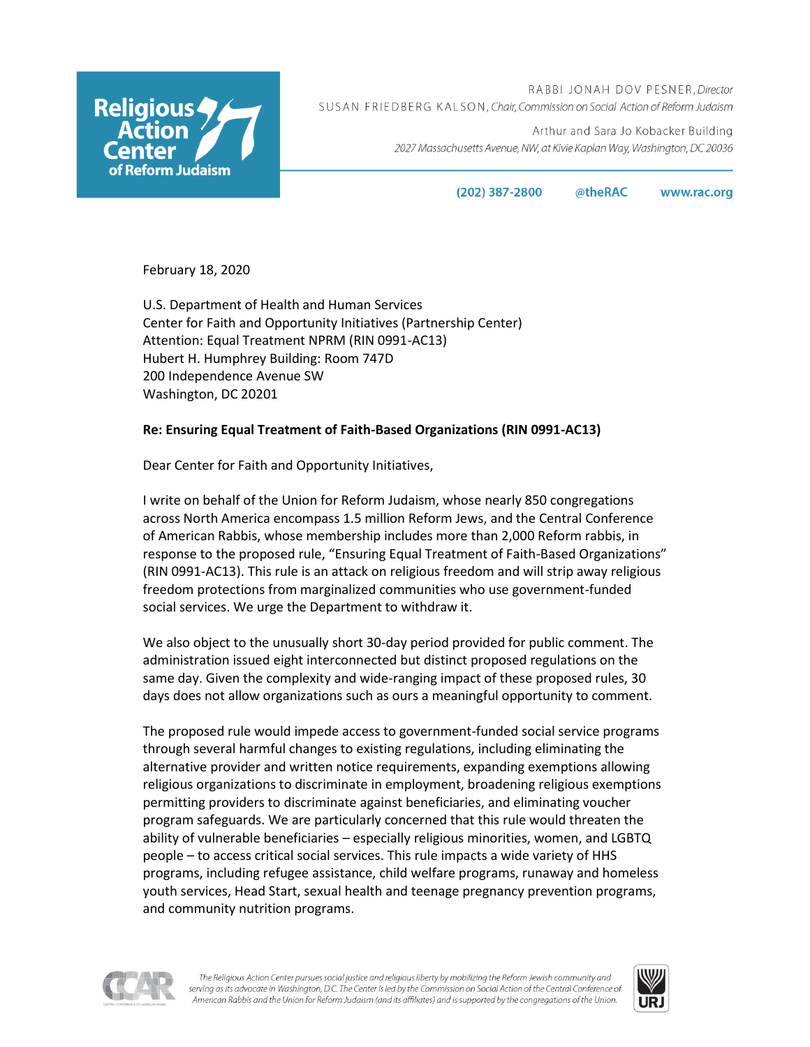Religious Action Center of Reform Judaism

RABBI JONAH DOV PESNER, *Director*
SUSAN FRIEDBERG KALSON, *Chair, Commission on Social Action of Reform Judaism*

Arthur and Sara Jo Kobacker Building
*2027 Massachusetts Avenue, NW, at Kivie Kaplan Way, Washington, DC 20036*

**(202) 387-2800** **@theRAC** **www.rac.org**

February 18, 2020

U.S. Department of Health and Human Services
Center for Faith and Opportunity Initiatives (Partnership Center)
Attention: Equal Treatment NPRM (RIN 0991-AC13)
Hubert H. Humphrey Building: Room 747D
200 Independence Avenue SW
Washington, DC 20201

**Re: Ensuring Equal Treatment of Faith-Based Organizations (RIN 0991-AC13)**

Dear Center for Faith and Opportunity Initiatives,

I write on behalf of the Union for Reform Judaism, whose nearly 850 congregations across North America encompass 1.5 million Reform Jews, and the Central Conference of American Rabbis, whose membership includes more than 2,000 Reform rabbis, in response to the proposed rule, "Ensuring Equal Treatment of Faith-Based Organizations" (RIN 0991-AC13). This rule is an attack on religious freedom and will strip away religious freedom protections from marginalized communities who use government-funded social services. We urge the Department to withdraw it.

We also object to the unusually short 30-day period provided for public comment. The administration issued eight interconnected but distinct proposed regulations on the same day. Given the complexity and wide-ranging impact of these proposed rules, 30 days does not allow organizations such as ours a meaningful opportunity to comment.

The proposed rule would impede access to government-funded social service programs through several harmful changes to existing regulations, including eliminating the alternative provider and written notice requirements, expanding exemptions allowing religious organizations to discriminate in employment, broadening religious exemptions permitting providers to discriminate against beneficiaries, and eliminating voucher program safeguards. We are particularly concerned that this rule would threaten the ability of vulnerable beneficiaries – especially religious minorities, women, and LGBTQ people – to access critical social services. This rule impacts a wide variety of HHS programs, including refugee assistance, child welfare programs, runaway and homeless youth services, Head Start, sexual health and teenage pregnancy prevention programs, and community nutrition programs.

*The Religious Action Center pursues social justice and religious liberty by mobilizing the Reform Jewish community and serving as its advocate in Washington, D.C. The Center is led by the Commission on Social Action of the Central Conference of American Rabbis and the Union for Reform Judaism (and its affiliates) and is supported by the congregations of the Union.*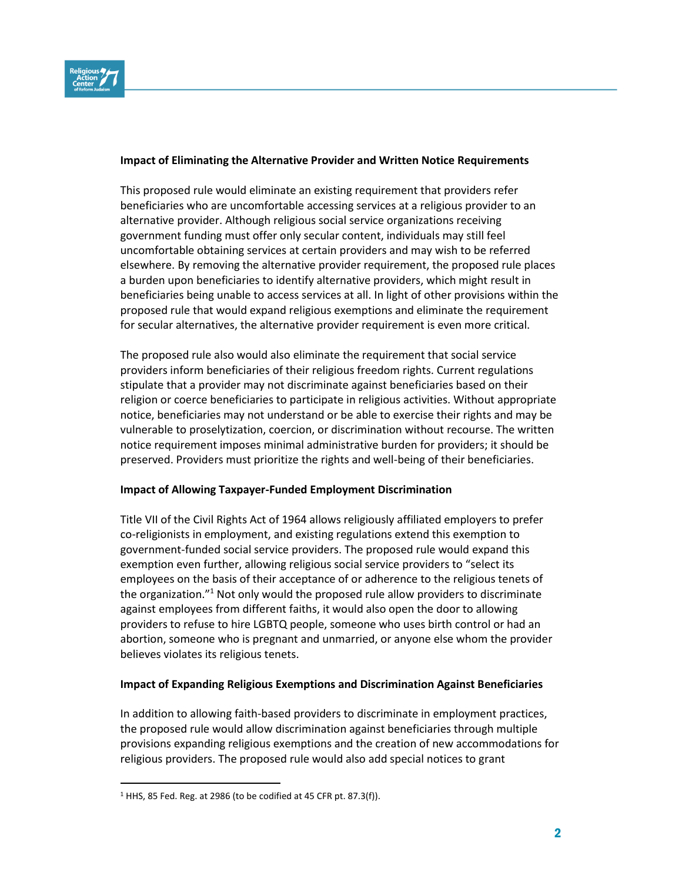**Impact of Eliminating the Alternative Provider and Written Notice Requirements**

This proposed rule would eliminate an existing requirement that providers refer beneficiaries who are uncomfortable accessing services at a religious provider to an alternative provider. Although religious social service organizations receiving government funding must offer only secular content, individuals may still feel uncomfortable obtaining services at certain providers and may wish to be referred elsewhere. By removing the alternative provider requirement, the proposed rule places a burden upon beneficiaries to identify alternative providers, which might result in beneficiaries being unable to access services at all. In light of other provisions within the proposed rule that would expand religious exemptions and eliminate the requirement for secular alternatives, the alternative provider requirement is even more critical.

The proposed rule also would also eliminate the requirement that social service providers inform beneficiaries of their religious freedom rights. Current regulations stipulate that a provider may not discriminate against beneficiaries based on their religion or coerce beneficiaries to participate in religious activities. Without appropriate notice, beneficiaries may not understand or be able to exercise their rights and may be vulnerable to proselytization, coercion, or discrimination without recourse. The written notice requirement imposes minimal administrative burden for providers; it should be preserved. Providers must prioritize the rights and well-being of their beneficiaries.

**Impact of Allowing Taxpayer-Funded Employment Discrimination**

Title VII of the Civil Rights Act of 1964 allows religiously affiliated employers to prefer co-religionists in employment, and existing regulations extend this exemption to government-funded social service providers. The proposed rule would expand this exemption even further, allowing religious social service providers to "select its employees on the basis of their acceptance of or adherence to the religious tenets of the organization."[1] Not only would the proposed rule allow providers to discriminate against employees from different faiths, it would also open the door to allowing providers to refuse to hire LGBTQ people, someone who uses birth control or had an abortion, someone who is pregnant and unmarried, or anyone else whom the provider believes violates its religious tenets.

**Impact of Expanding Religious Exemptions and Discrimination Against Beneficiaries**

In addition to allowing faith-based providers to discriminate in employment practices, the proposed rule would allow discrimination against beneficiaries through multiple provisions expanding religious exemptions and the creation of new accommodations for religious providers. The proposed rule would also add special notices to grant

---

[1] HHS, 85 Fed. Reg. at 2986 (to be codified at 45 CFR pt. 87.3(f)).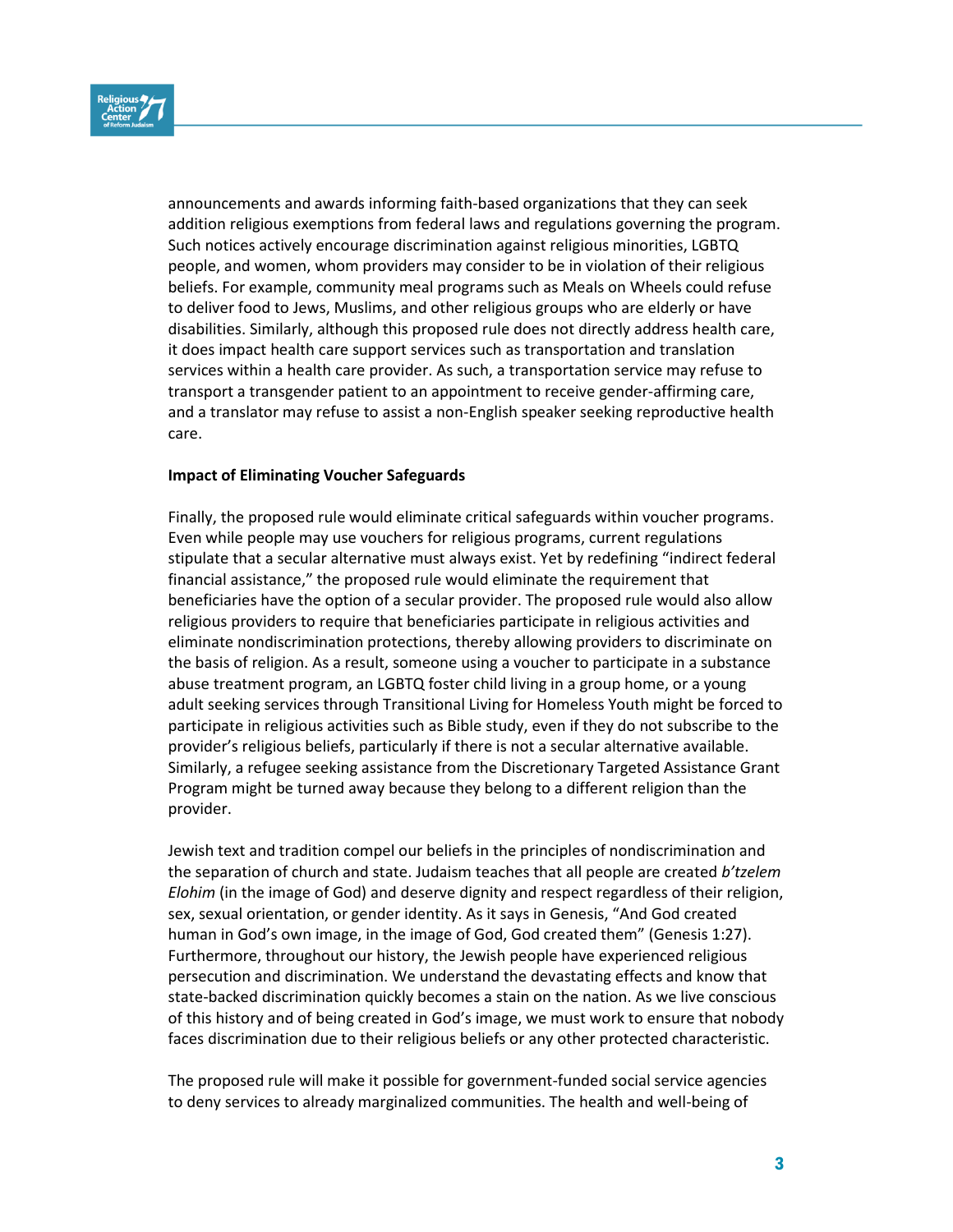announcements and awards informing faith-based organizations that they can seek addition religious exemptions from federal laws and regulations governing the program. Such notices actively encourage discrimination against religious minorities, LGBTQ people, and women, whom providers may consider to be in violation of their religious beliefs. For example, community meal programs such as Meals on Wheels could refuse to deliver food to Jews, Muslims, and other religious groups who are elderly or have disabilities. Similarly, although this proposed rule does not directly address health care, it does impact health care support services such as transportation and translation services within a health care provider. As such, a transportation service may refuse to transport a transgender patient to an appointment to receive gender-affirming care, and a translator may refuse to assist a non-English speaker seeking reproductive health care.

**Impact of Eliminating Voucher Safeguards**

Finally, the proposed rule would eliminate critical safeguards within voucher programs. Even while people may use vouchers for religious programs, current regulations stipulate that a secular alternative must always exist. Yet by redefining "indirect federal financial assistance," the proposed rule would eliminate the requirement that beneficiaries have the option of a secular provider. The proposed rule would also allow religious providers to require that beneficiaries participate in religious activities and eliminate nondiscrimination protections, thereby allowing providers to discriminate on the basis of religion. As a result, someone using a voucher to participate in a substance abuse treatment program, an LGBTQ foster child living in a group home, or a young adult seeking services through Transitional Living for Homeless Youth might be forced to participate in religious activities such as Bible study, even if they do not subscribe to the provider's religious beliefs, particularly if there is not a secular alternative available. Similarly, a refugee seeking assistance from the Discretionary Targeted Assistance Grant Program might be turned away because they belong to a different religion than the provider.

Jewish text and tradition compel our beliefs in the principles of nondiscrimination and the separation of church and state. Judaism teaches that all people are created *b'tzelem Elohim* (in the image of God) and deserve dignity and respect regardless of their religion, sex, sexual orientation, or gender identity. As it says in Genesis, "And God created human in God's own image, in the image of God, God created them" (Genesis 1:27). Furthermore, throughout our history, the Jewish people have experienced religious persecution and discrimination. We understand the devastating effects and know that state-backed discrimination quickly becomes a stain on the nation. As we live conscious of this history and of being created in God's image, we must work to ensure that nobody faces discrimination due to their religious beliefs or any other protected characteristic.

The proposed rule will make it possible for government-funded social service agencies to deny services to already marginalized communities. The health and well-being of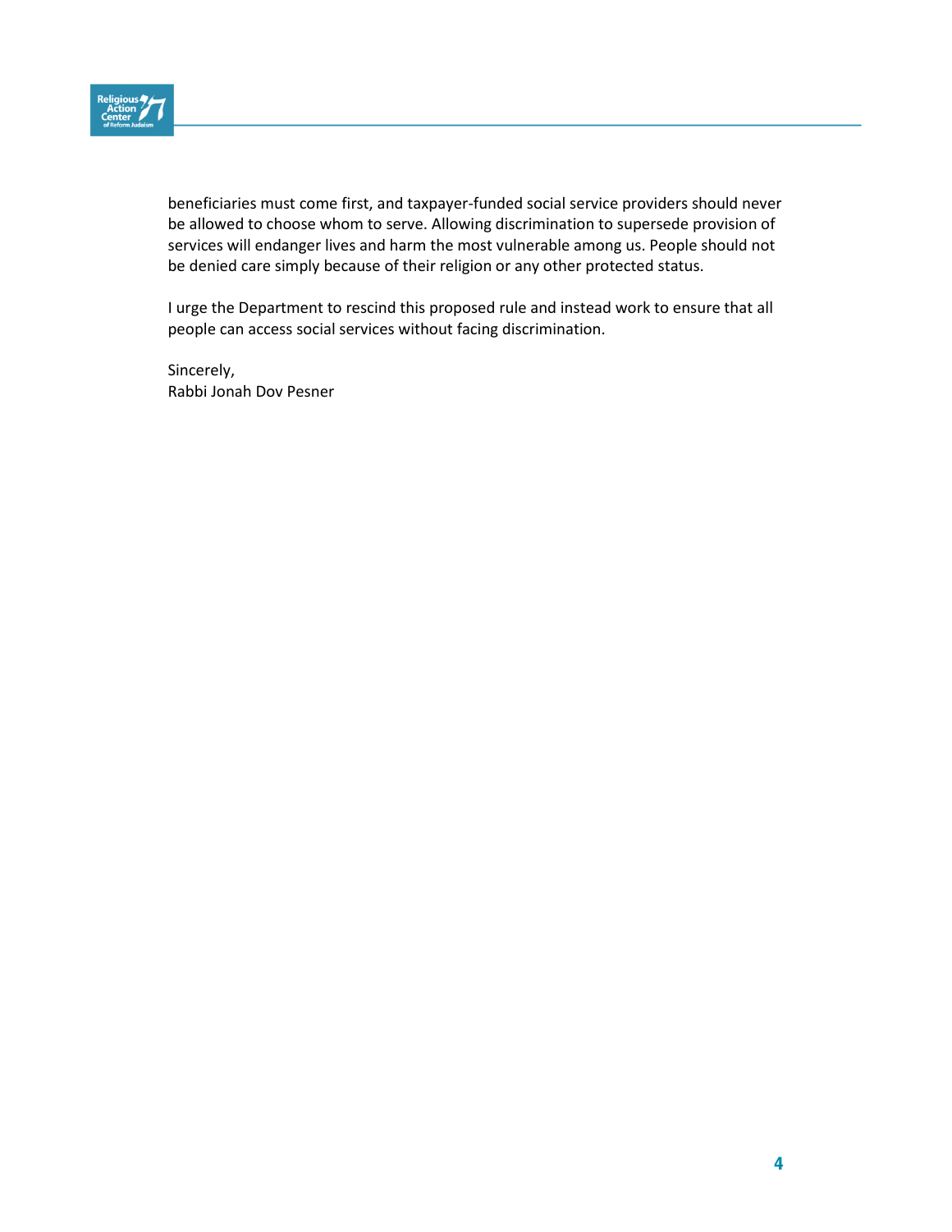beneficiaries must come first, and taxpayer-funded social service providers should never be allowed to choose whom to serve. Allowing discrimination to supersede provision of services will endanger lives and harm the most vulnerable among us. People should not be denied care simply because of their religion or any other protected status.

I urge the Department to rescind this proposed rule and instead work to ensure that all people can access social services without facing discrimination.

Sincerely,
Rabbi Jonah Dov Pesner